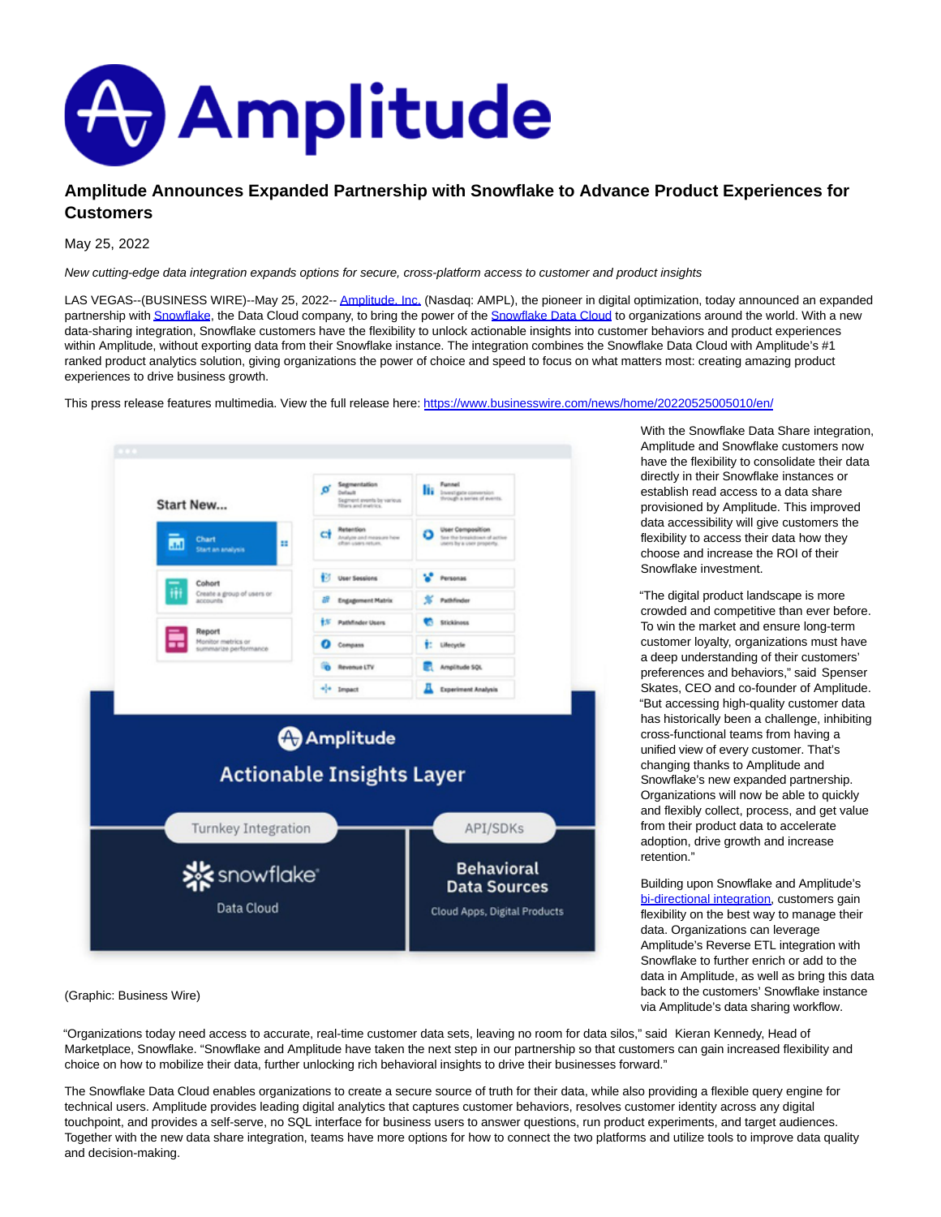# Amplitude Announces Expanded Partnership with Snowflake to Advance Product Experiences for Customers

May 25, 2022

*New cutting-edge data integration expands options for secure, cross-platform access to customer and product insights*

LAS VEGAS--(BUSINESS WIRE)--May 25, 2022-- Amplitude, Inc. (Nasdaq: AMPL), the pioneer in digital optimization, today announced an expanded partnership with Snowflake, the Data Cloud company, to bring the power of the Snowflake Data Cloud to organizations around the world. With a new data-sharing integration, Snowflake customers have the flexibility to unlock actionable insights into customer behaviors and product experiences within Amplitude, without exporting data from their Snowflake instance. The integration combines the Snowflake Data Cloud with Amplitude's #1 ranked product analytics solution, giving organizations the power of choice and speed to focus on what matters most: creating amazing product experiences to drive business growth.

This press release features multimedia. View the full release here: https://www.businesswire.com/news/home/20220525005010/en/

(Graphic: Business Wire)

With the Snowflake Data Share integration, Amplitude and Snowflake customers now have the flexibility to consolidate their data directly in their Snowflake instances or establish read access to a data share provisioned by Amplitude. This improved data accessibility will give customers the flexibility to access their data how they choose and increase the ROI of their Snowflake investment.

"The digital product landscape is more crowded and competitive than ever before. To win the market and ensure long-term customer loyalty, organizations must have a deep understanding of their customers' preferences and behaviors," said Spenser Skates, CEO and co-founder of Amplitude. "But accessing high-quality customer data has historically been a challenge, inhibiting cross-functional teams from having a unified view of every customer. That's changing thanks to Amplitude and Snowflake's new expanded partnership. Organizations will now be able to quickly and flexibly collect, process, and get value from their product data to accelerate adoption, drive growth and increase retention."

Building upon Snowflake and Amplitude's bi-directional integration, customers gain flexibility on the best way to manage their data. Organizations can leverage Amplitude's Reverse ETL integration with Snowflake to further enrich or add to the data in Amplitude, as well as bring this data back to the customers' Snowflake instance via Amplitude's data sharing workflow.

"Organizations today need access to accurate, real-time customer data sets, leaving no room for data silos," said Kieran Kennedy, Head of Marketplace, Snowflake. "Snowflake and Amplitude have taken the next step in our partnership so that customers can gain increased flexibility and choice on how to mobilize their data, further unlocking rich behavioral insights to drive their businesses forward."

The Snowflake Data Cloud enables organizations to create a secure source of truth for their data, while also providing a flexible query engine for technical users. Amplitude provides leading digital analytics that captures customer behaviors, resolves customer identity across any digital touchpoint, and provides a self-serve, no SQL interface for business users to answer questions, run product experiments, and target audiences. Together with the new data share integration, teams have more options for how to connect the two platforms and utilize tools to improve data quality and decision-making.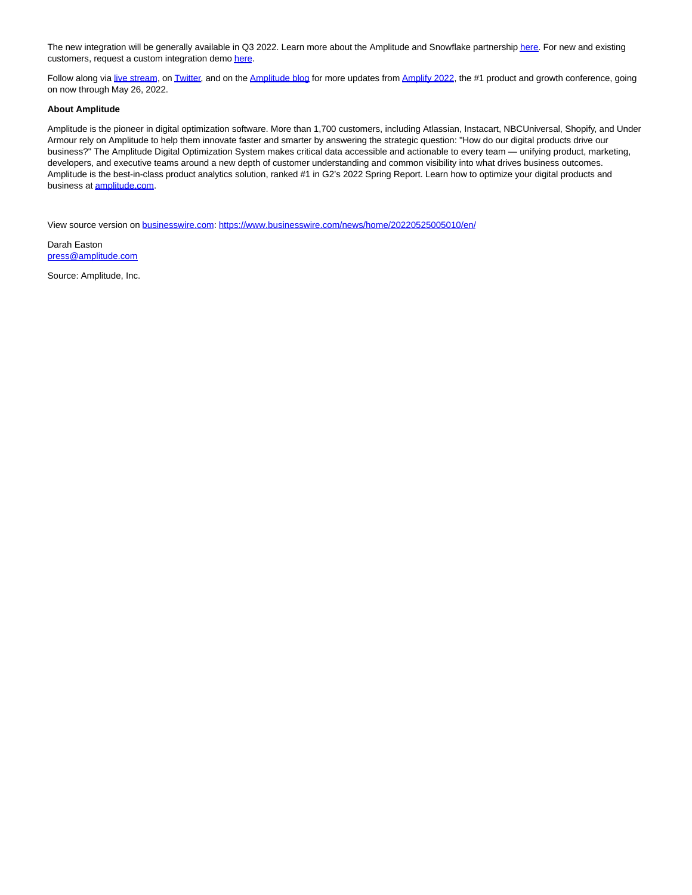The new integration will be generally available in Q3 2022. Learn more about the Amplitude and Snowflake partnership here. For new and existing customers, request a custom integration demo here.

Follow along via live stream, on Twitter, and on the Amplitude blog for more updates from Amplify 2022, the #1 product and growth conference, going on now through May 26, 2022.

**About Amplitude**

Amplitude is the pioneer in digital optimization software. More than 1,700 customers, including Atlassian, Instacart, NBCUniversal, Shopify, and Under Armour rely on Amplitude to help them innovate faster and smarter by answering the strategic question: "How do our digital products drive our business?" The Amplitude Digital Optimization System makes critical data accessible and actionable to every team — unifying product, marketing, developers, and executive teams around a new depth of customer understanding and common visibility into what drives business outcomes. Amplitude is the best-in-class product analytics solution, ranked #1 in G2's 2022 Spring Report. Learn how to optimize your digital products and business at amplitude.com.

View source version on businesswire.com: https://www.businesswire.com/news/home/20220525005010/en/

Darah Easton
press@amplitude.com

Source: Amplitude, Inc.